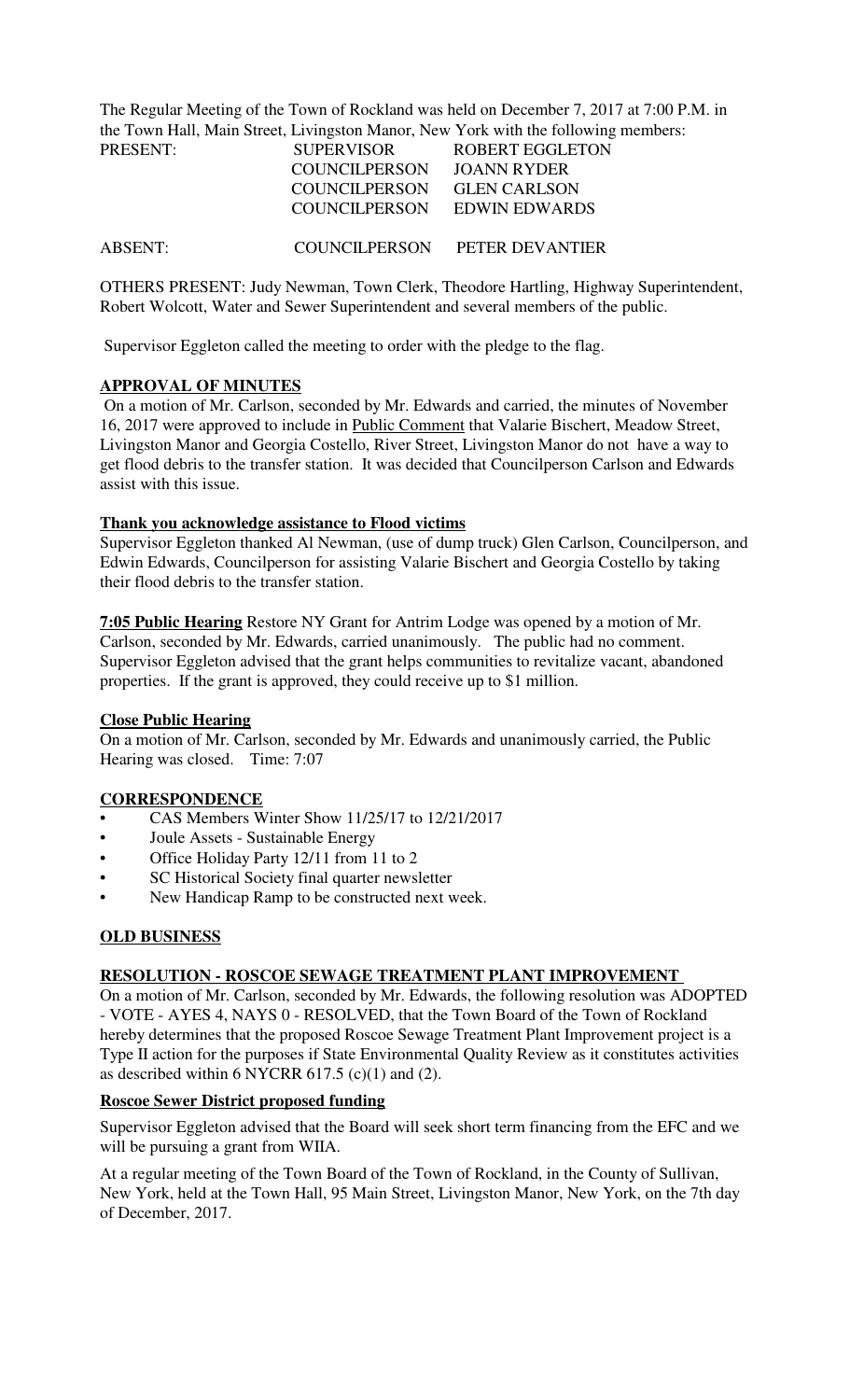The Regular Meeting of the Town of Rockland was held on December 7, 2017 at 7:00 P.M. in the Town Hall, Main Street, Livingston Manor, New York with the following members:

| PRESENT: | SUPERVISOR | ROBERT EGGLETON |
|---|---|---|
| | COUNCILPERSON | JOANN RYDER |
| | COUNCILPERSON | GLEN CARLSON |
| | COUNCILPERSON | EDWIN EDWARDS |
| ABSENT: | COUNCILPERSON | PETER DEVANTIER |

OTHERS PRESENT: Judy Newman, Town Clerk, Theodore Hartling, Highway Superintendent, Robert Wolcott, Water and Sewer Superintendent and several members of the public.

Supervisor Eggleton called the meeting to order with the pledge to the flag.

**APPROVAL OF MINUTES**

On a motion of Mr. Carlson, seconded by Mr. Edwards and carried, the minutes of November 16, 2017 were approved to include in Public Comment that Valarie Bischert, Meadow Street, Livingston Manor and Georgia Costello, River Street, Livingston Manor do not have a way to get flood debris to the transfer station. It was decided that Councilperson Carlson and Edwards assist with this issue.

**Thank you acknowledge assistance to Flood victims**

Supervisor Eggleton thanked Al Newman, (use of dump truck) Glen Carlson, Councilperson, and Edwin Edwards, Councilperson for assisting Valarie Bischert and Georgia Costello by taking their flood debris to the transfer station.

**7:05 Public Hearing** Restore NY Grant for Antrim Lodge was opened by a motion of Mr. Carlson, seconded by Mr. Edwards, carried unanimously. The public had no comment. Supervisor Eggleton advised that the grant helps communities to revitalize vacant, abandoned properties. If the grant is approved, they could receive up to $1 million.

**Close Public Hearing**

On a motion of Mr. Carlson, seconded by Mr. Edwards and unanimously carried, the Public Hearing was closed. Time: 7:07

**CORRESPONDENCE**

- CAS Members Winter Show 11/25/17 to 12/21/2017
- Joule Assets - Sustainable Energy
- Office Holiday Party 12/11 from 11 to 2
- SC Historical Society final quarter newsletter
- New Handicap Ramp to be constructed next week.

**OLD BUSINESS**

**RESOLUTION - ROSCOE SEWAGE TREATMENT PLANT IMPROVEMENT**

On a motion of Mr. Carlson, seconded by Mr. Edwards, the following resolution was ADOPTED - VOTE - AYES 4, NAYS 0 - RESOLVED, that the Town Board of the Town of Rockland hereby determines that the proposed Roscoe Sewage Treatment Plant Improvement project is a Type II action for the purposes if State Environmental Quality Review as it constitutes activities as described within 6 NYCRR 617.5 (c)(1) and (2).

**Roscoe Sewer District proposed funding**

Supervisor Eggleton advised that the Board will seek short term financing from the EFC and we will be pursuing a grant from WIIA.

At a regular meeting of the Town Board of the Town of Rockland, in the County of Sullivan, New York, held at the Town Hall, 95 Main Street, Livingston Manor, New York, on the 7th day of December, 2017.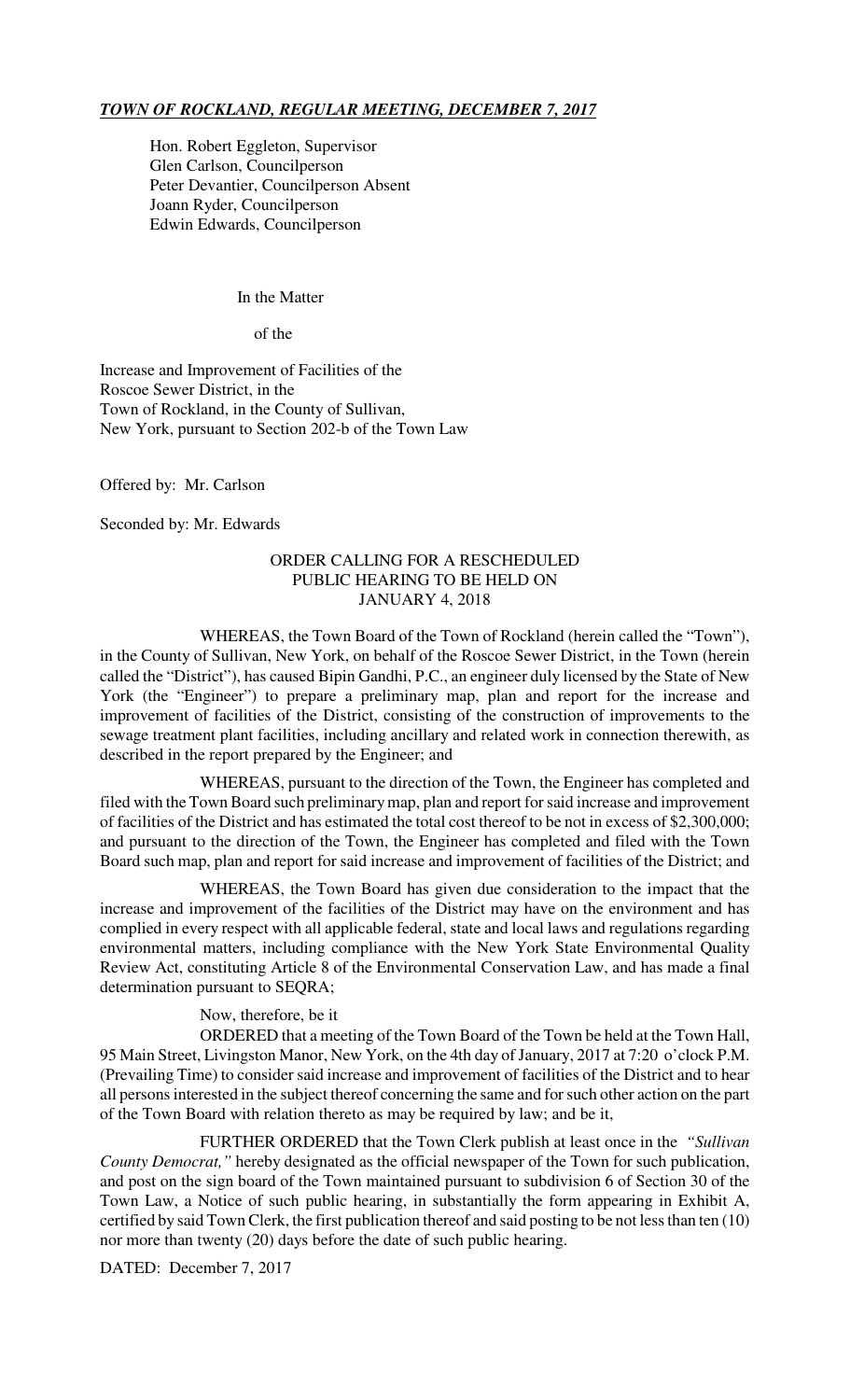***TOWN OF ROCKLAND, REGULAR MEETING, DECEMBER 7, 2017***

Hon. Robert Eggleton, Supervisor
Glen Carlson, Councilperson
Peter Devantier, Councilperson Absent
Joann Ryder, Councilperson
Edwin Edwards, Councilperson

In the Matter

of the

Increase and Improvement of Facilities of the
Roscoe Sewer District, in the
Town of Rockland, in the County of Sullivan,
New York, pursuant to Section 202-b of the Town Law

Offered by: Mr. Carlson

Seconded by: Mr. Edwards

ORDER CALLING FOR A RESCHEDULED
PUBLIC HEARING TO BE HELD ON
JANUARY 4, 2018

WHEREAS, the Town Board of the Town of Rockland (herein called the "Town"), in the County of Sullivan, New York, on behalf of the Roscoe Sewer District, in the Town (herein called the "District"), has caused Bipin Gandhi, P.C., an engineer duly licensed by the State of New York (the "Engineer") to prepare a preliminary map, plan and report for the increase and improvement of facilities of the District, consisting of the construction of improvements to the sewage treatment plant facilities, including ancillary and related work in connection therewith, as described in the report prepared by the Engineer; and

WHEREAS, pursuant to the direction of the Town, the Engineer has completed and filed with the Town Board such preliminary map, plan and report for said increase and improvement of facilities of the District and has estimated the total cost thereof to be not in excess of $2,300,000; and pursuant to the direction of the Town, the Engineer has completed and filed with the Town Board such map, plan and report for said increase and improvement of facilities of the District; and

WHEREAS, the Town Board has given due consideration to the impact that the increase and improvement of the facilities of the District may have on the environment and has complied in every respect with all applicable federal, state and local laws and regulations regarding environmental matters, including compliance with the New York State Environmental Quality Review Act, constituting Article 8 of the Environmental Conservation Law, and has made a final determination pursuant to SEQRA;

Now, therefore, be it

ORDERED that a meeting of the Town Board of the Town be held at the Town Hall, 95 Main Street, Livingston Manor, New York, on the 4th day of January, 2017 at 7:20 o'clock P.M. (Prevailing Time) to consider said increase and improvement of facilities of the District and to hear all persons interested in the subject thereof concerning the same and for such other action on the part of the Town Board with relation thereto as may be required by law; and be it,

FURTHER ORDERED that the Town Clerk publish at least once in the *"Sullivan County Democrat,"* hereby designated as the official newspaper of the Town for such publication, and post on the sign board of the Town maintained pursuant to subdivision 6 of Section 30 of the Town Law, a Notice of such public hearing, in substantially the form appearing in Exhibit A, certified by said Town Clerk, the first publication thereof and said posting to be not less than ten (10) nor more than twenty (20) days before the date of such public hearing.

DATED: December 7, 2017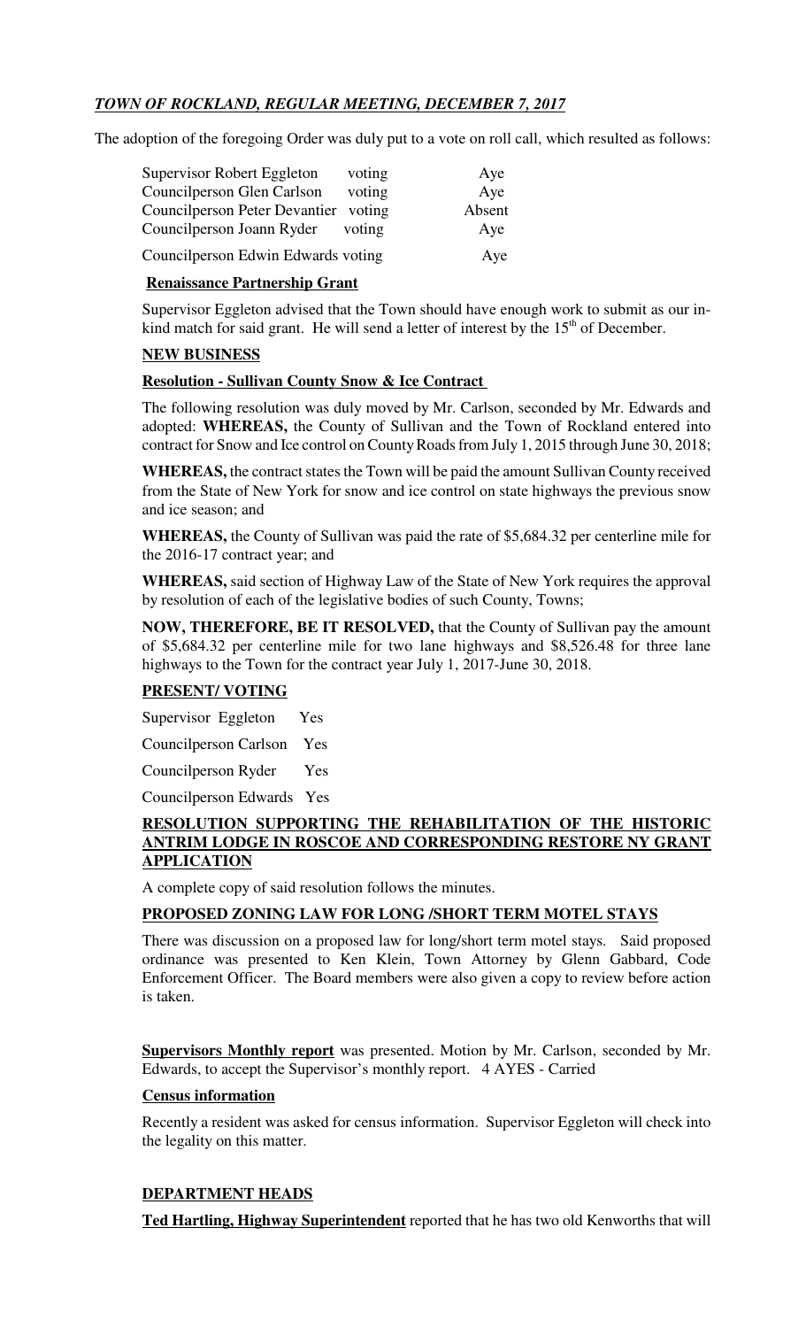***TOWN OF ROCKLAND, REGULAR MEETING, DECEMBER 7, 2017***

The adoption of the foregoing Order was duly put to a vote on roll call, which resulted as follows:

| | | |
|---|---|---|
| Supervisor Robert Eggleton | voting | Aye |
| Councilperson Glen Carlson | voting | Aye |
| Councilperson Peter Devantier | voting | Absent |
| Councilperson Joann Ryder | voting | Aye |
| Councilperson Edwin Edwards | voting | Aye |

**Renaissance Partnership Grant**

Supervisor Eggleton advised that the Town should have enough work to submit as our in-kind match for said grant. He will send a letter of interest by the 15th of December.

**NEW BUSINESS**

**Resolution - Sullivan County Snow & Ice Contract**

The following resolution was duly moved by Mr. Carlson, seconded by Mr. Edwards and adopted: **WHEREAS,** the County of Sullivan and the Town of Rockland entered into contract for Snow and Ice control on County Roads from July 1, 2015 through June 30, 2018;

**WHEREAS,** the contract states the Town will be paid the amount Sullivan County received from the State of New York for snow and ice control on state highways the previous snow and ice season; and

**WHEREAS,** the County of Sullivan was paid the rate of $5,684.32 per centerline mile for the 2016-17 contract year; and

**WHEREAS,** said section of Highway Law of the State of New York requires the approval by resolution of each of the legislative bodies of such County, Towns;

**NOW, THEREFORE, BE IT RESOLVED,** that the County of Sullivan pay the amount of $5,684.32 per centerline mile for two lane highways and $8,526.48 for three lane highways to the Town for the contract year July 1, 2017-June 30, 2018.

**PRESENT/ VOTING**

Supervisor Eggleton Yes

Councilperson Carlson Yes

Councilperson Ryder Yes

Councilperson Edwards Yes

**RESOLUTION SUPPORTING THE REHABILITATION OF THE HISTORIC ANTRIM LODGE IN ROSCOE AND CORRESPONDING RESTORE NY GRANT APPLICATION**

A complete copy of said resolution follows the minutes.

**PROPOSED ZONING LAW FOR LONG /SHORT TERM MOTEL STAYS**

There was discussion on a proposed law for long/short term motel stays. Said proposed ordinance was presented to Ken Klein, Town Attorney by Glenn Gabbard, Code Enforcement Officer. The Board members were also given a copy to review before action is taken.

**Supervisors Monthly report** was presented. Motion by Mr. Carlson, seconded by Mr. Edwards, to accept the Supervisor's monthly report. 4 AYES - Carried

**Census information**

Recently a resident was asked for census information. Supervisor Eggleton will check into the legality on this matter.

**DEPARTMENT HEADS**

**Ted Hartling, Highway Superintendent** reported that he has two old Kenworths that will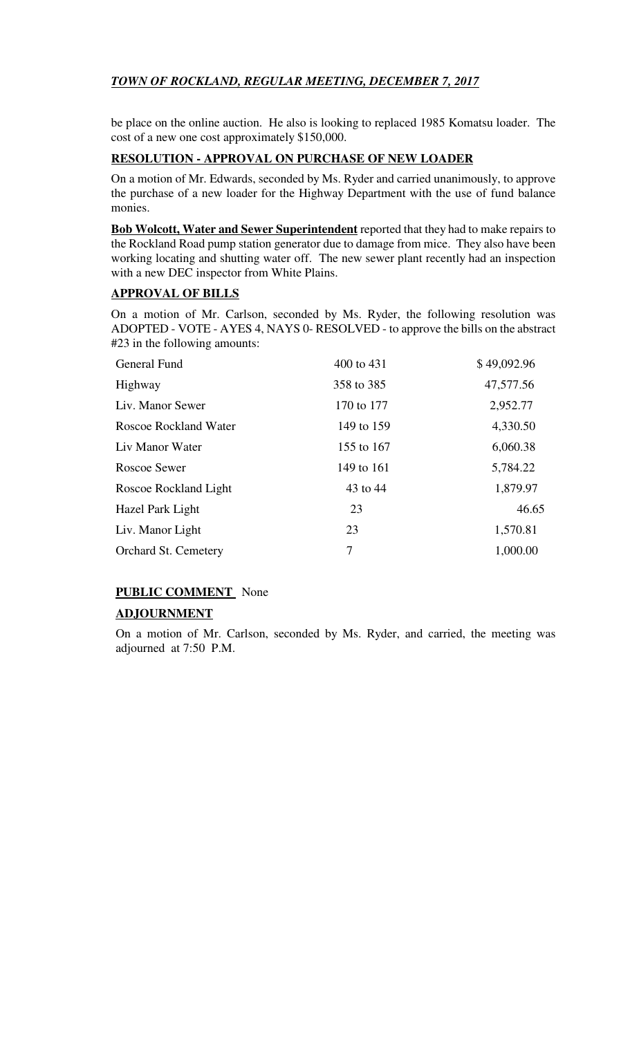be place on the online auction. He also is looking to replaced 1985 Komatsu loader. The cost of a new one cost approximately $150,000.

**RESOLUTION - APPROVAL ON PURCHASE OF NEW LOADER**

On a motion of Mr. Edwards, seconded by Ms. Ryder and carried unanimously, to approve the purchase of a new loader for the Highway Department with the use of fund balance monies.

**Bob Wolcott, Water and Sewer Superintendent** reported that they had to make repairs to the Rockland Road pump station generator due to damage from mice. They also have been working locating and shutting water off. The new sewer plant recently had an inspection with a new DEC inspector from White Plains.

**APPROVAL OF BILLS**

On a motion of Mr. Carlson, seconded by Ms. Ryder, the following resolution was ADOPTED - VOTE - AYES 4, NAYS 0- RESOLVED - to approve the bills on the abstract #23 in the following amounts:

| | | |
|---|---|---|
| General Fund | 400 to 431 | $ 49,092.96 |
| Highway | 358 to 385 | 47,577.56 |
| Liv. Manor Sewer | 170 to 177 | 2,952.77 |
| Roscoe Rockland Water | 149 to 159 | 4,330.50 |
| Liv Manor Water | 155 to 167 | 6,060.38 |
| Roscoe Sewer | 149 to 161 | 5,784.22 |
| Roscoe Rockland Light | 43 to 44 | 1,879.97 |
| Hazel Park Light | 23 | 46.65 |
| Liv. Manor Light | 23 | 1,570.81 |
| Orchard St. Cemetery | 7 | 1,000.00 |

**PUBLIC COMMENT** None

**ADJOURNMENT**

On a motion of Mr. Carlson, seconded by Ms. Ryder, and carried, the meeting was adjourned at 7:50 P.M.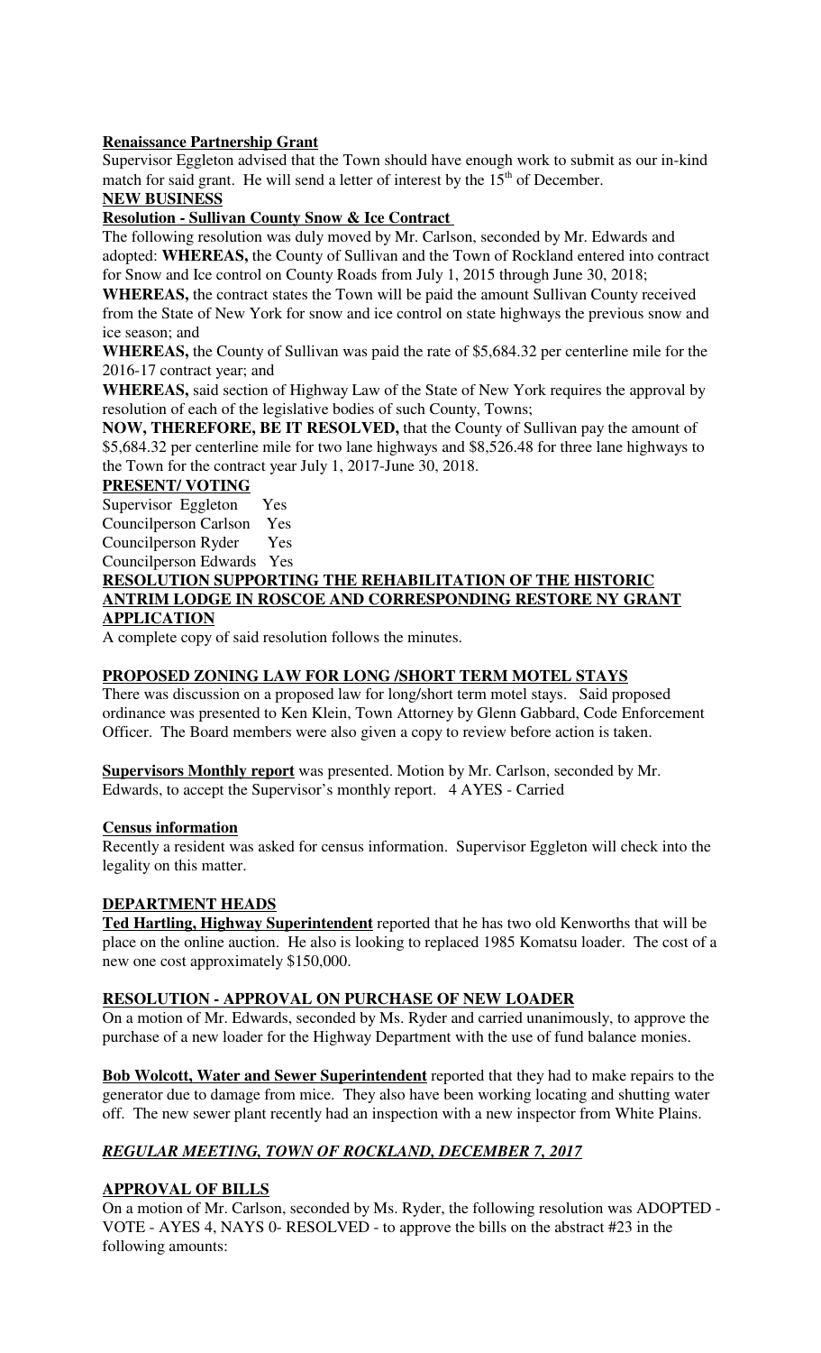**Renaissance Partnership Grant**

Supervisor Eggleton advised that the Town should have enough work to submit as our in-kind match for said grant. He will send a letter of interest by the 15th of December.

**NEW BUSINESS**

**Resolution - Sullivan County Snow & Ice Contract**

The following resolution was duly moved by Mr. Carlson, seconded by Mr. Edwards and adopted: **WHEREAS,** the County of Sullivan and the Town of Rockland entered into contract for Snow and Ice control on County Roads from July 1, 2015 through June 30, 2018;

**WHEREAS,** the contract states the Town will be paid the amount Sullivan County received from the State of New York for snow and ice control on state highways the previous snow and ice season; and

**WHEREAS,** the County of Sullivan was paid the rate of $5,684.32 per centerline mile for the 2016-17 contract year; and

**WHEREAS,** said section of Highway Law of the State of New York requires the approval by resolution of each of the legislative bodies of such County, Towns;

**NOW, THEREFORE, BE IT RESOLVED,** that the County of Sullivan pay the amount of $5,684.32 per centerline mile for two lane highways and $8,526.48 for three lane highways to the Town for the contract year July 1, 2017-June 30, 2018.

**PRESENT/ VOTING**

Supervisor Eggleton Yes
Councilperson Carlson Yes
Councilperson Ryder Yes
Councilperson Edwards Yes

**RESOLUTION SUPPORTING THE REHABILITATION OF THE HISTORIC ANTRIM LODGE IN ROSCOE AND CORRESPONDING RESTORE NY GRANT APPLICATION**

A complete copy of said resolution follows the minutes.

**PROPOSED ZONING LAW FOR LONG /SHORT TERM MOTEL STAYS**

There was discussion on a proposed law for long/short term motel stays. Said proposed ordinance was presented to Ken Klein, Town Attorney by Glenn Gabbard, Code Enforcement Officer. The Board members were also given a copy to review before action is taken.

**Supervisors Monthly report** was presented. Motion by Mr. Carlson, seconded by Mr. Edwards, to accept the Supervisor's monthly report. 4 AYES - Carried

**Census information**

Recently a resident was asked for census information. Supervisor Eggleton will check into the legality on this matter.

**DEPARTMENT HEADS**

**Ted Hartling, Highway Superintendent** reported that he has two old Kenworths that will be place on the online auction. He also is looking to replaced 1985 Komatsu loader. The cost of a new one cost approximately $150,000.

**RESOLUTION - APPROVAL ON PURCHASE OF NEW LOADER**

On a motion of Mr. Edwards, seconded by Ms. Ryder and carried unanimously, to approve the purchase of a new loader for the Highway Department with the use of fund balance monies.

**Bob Wolcott, Water and Sewer Superintendent** reported that they had to make repairs to the generator due to damage from mice. They also have been working locating and shutting water off. The new sewer plant recently had an inspection with a new inspector from White Plains.

***REGULAR MEETING, TOWN OF ROCKLAND, DECEMBER 7, 2017***

**APPROVAL OF BILLS**

On a motion of Mr. Carlson, seconded by Ms. Ryder, the following resolution was ADOPTED - VOTE - AYES 4, NAYS 0- RESOLVED - to approve the bills on the abstract #23 in the following amounts: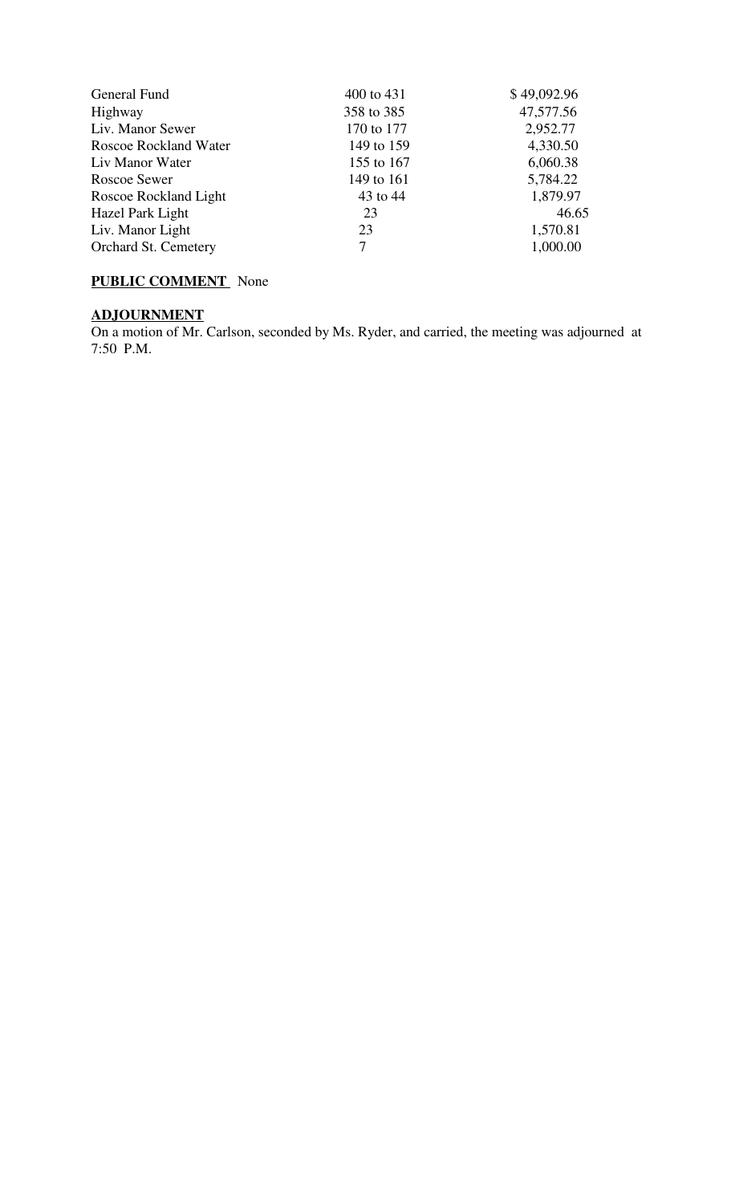| | | |
|---|---|---|
| General Fund | 400 to 431 | $ 49,092.96 |
| Highway | 358 to 385 | 47,577.56 |
| Liv. Manor Sewer | 170 to 177 | 2,952.77 |
| Roscoe Rockland Water | 149 to 159 | 4,330.50 |
| Liv Manor Water | 155 to 167 | 6,060.38 |
| Roscoe Sewer | 149 to 161 | 5,784.22 |
| Roscoe Rockland Light | 43 to 44 | 1,879.97 |
| Hazel Park Light | 23 | 46.65 |
| Liv. Manor Light | 23 | 1,570.81 |
| Orchard St. Cemetery | 7 | 1,000.00 |

**PUBLIC COMMENT** None

**ADJOURNMENT**

On a motion of Mr. Carlson, seconded by Ms. Ryder, and carried, the meeting was adjourned at 7:50 P.M.